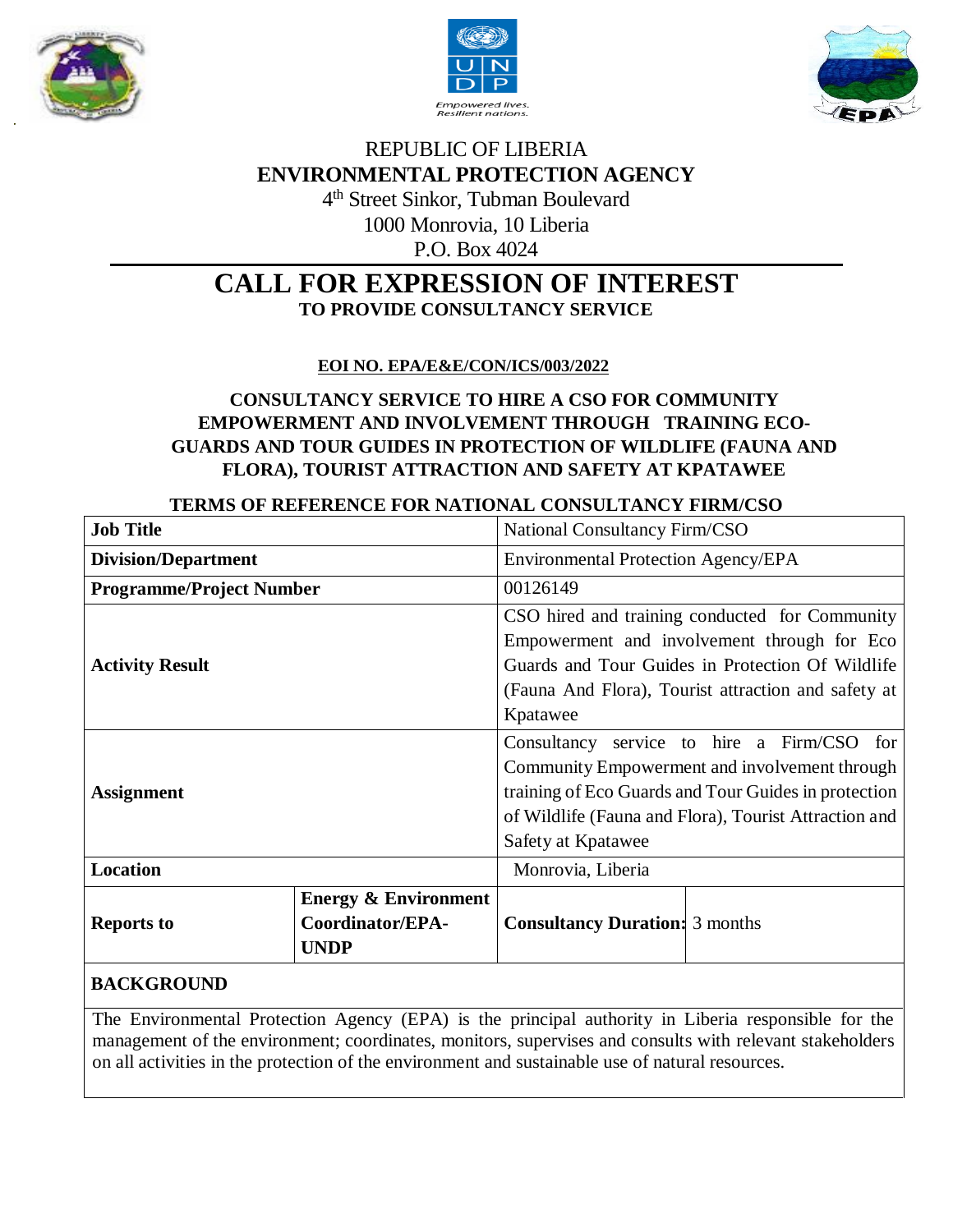REPUBLIC OF LIBERIA

**ENVIRONMENTAL PROTECTION AGENCY**

4th Street Sinkor, Tubman Boulevard

1000 Monrovia, 10 Liberia

P.O. Box 4024

# CALL FOR EXPRESSION OF INTEREST

**TO PROVIDE CONSULTANCY SERVICE**

**EOI NO. EPA/E&E/CON/ICS/003/2022**

## CONSULTANCY SERVICE TO HIRE A CSO FOR COMMUNITY EMPOWERMENT AND INVOLVEMENT THROUGH TRAINING ECO-GUARDS AND TOUR GUIDES IN PROTECTION OF WILDLIFE (FAUNA AND FLORA), TOURIST ATTRACTION AND SAFETY AT KPATAWEE

**TERMS OF REFERENCE FOR NATIONAL CONSULTANCY FIRM/CSO**

| | | | |
|---|---|---|---|
| **Job Title** | | National Consultancy Firm/CSO | |
| **Division/Department** | | Environmental Protection Agency/EPA | |
| **Programme/Project Number** | | 00126149 | |
| **Activity Result** | | CSO hired and training conducted for Community Empowerment and involvement through for Eco Guards and Tour Guides in Protection Of Wildlife (Fauna And Flora), Tourist attraction and safety at Kpatawee | |
| **Assignment** | | Consultancy service to hire a Firm/CSO for Community Empowerment and involvement through training of Eco Guards and Tour Guides in protection of Wildlife (Fauna and Flora), Tourist Attraction and Safety at Kpatawee | |
| **Location** | | Monrovia, Liberia | |
| **Reports to** | **Energy & Environment Coordinator/EPA-UNDP** | **Consultancy Duration:** | 3 months |

**BACKGROUND**

The Environmental Protection Agency (EPA) is the principal authority in Liberia responsible for the management of the environment; coordinates, monitors, supervises and consults with relevant stakeholders on all activities in the protection of the environment and sustainable use of natural resources.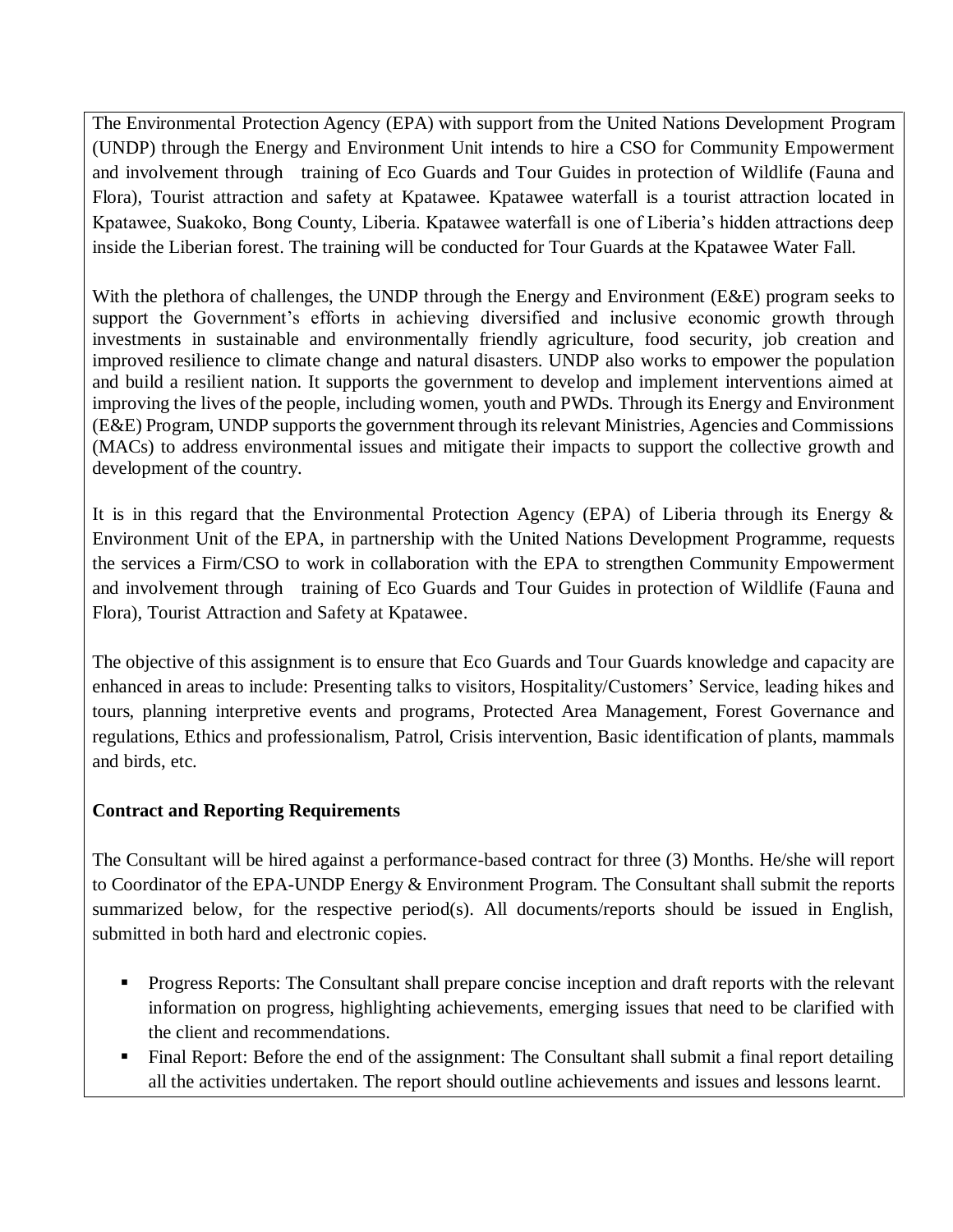The Environmental Protection Agency (EPA) with support from the United Nations Development Program (UNDP) through the Energy and Environment Unit intends to hire a CSO for Community Empowerment and involvement through training of Eco Guards and Tour Guides in protection of Wildlife (Fauna and Flora), Tourist attraction and safety at Kpatawee. Kpatawee waterfall is a tourist attraction located in Kpatawee, Suakoko, Bong County, Liberia. Kpatawee waterfall is one of Liberia's hidden attractions deep inside the Liberian forest. The training will be conducted for Tour Guards at the Kpatawee Water Fall.

With the plethora of challenges, the UNDP through the Energy and Environment (E&E) program seeks to support the Government's efforts in achieving diversified and inclusive economic growth through investments in sustainable and environmentally friendly agriculture, food security, job creation and improved resilience to climate change and natural disasters. UNDP also works to empower the population and build a resilient nation. It supports the government to develop and implement interventions aimed at improving the lives of the people, including women, youth and PWDs. Through its Energy and Environment (E&E) Program, UNDP supports the government through its relevant Ministries, Agencies and Commissions (MACs) to address environmental issues and mitigate their impacts to support the collective growth and development of the country.

It is in this regard that the Environmental Protection Agency (EPA) of Liberia through its Energy & Environment Unit of the EPA, in partnership with the United Nations Development Programme, requests the services a Firm/CSO to work in collaboration with the EPA to strengthen Community Empowerment and involvement through training of Eco Guards and Tour Guides in protection of Wildlife (Fauna and Flora), Tourist Attraction and Safety at Kpatawee.

The objective of this assignment is to ensure that Eco Guards and Tour Guards knowledge and capacity are enhanced in areas to include: Presenting talks to visitors, Hospitality/Customers' Service, leading hikes and tours, planning interpretive events and programs, Protected Area Management, Forest Governance and regulations, Ethics and professionalism, Patrol, Crisis intervention, Basic identification of plants, mammals and birds, etc.

**Contract and Reporting Requirements**

The Consultant will be hired against a performance-based contract for three (3) Months. He/she will report to Coordinator of the EPA-UNDP Energy & Environment Program. The Consultant shall submit the reports summarized below, for the respective period(s). All documents/reports should be issued in English, submitted in both hard and electronic copies.

- Progress Reports: The Consultant shall prepare concise inception and draft reports with the relevant information on progress, highlighting achievements, emerging issues that need to be clarified with the client and recommendations.
- Final Report: Before the end of the assignment: The Consultant shall submit a final report detailing all the activities undertaken. The report should outline achievements and issues and lessons learnt.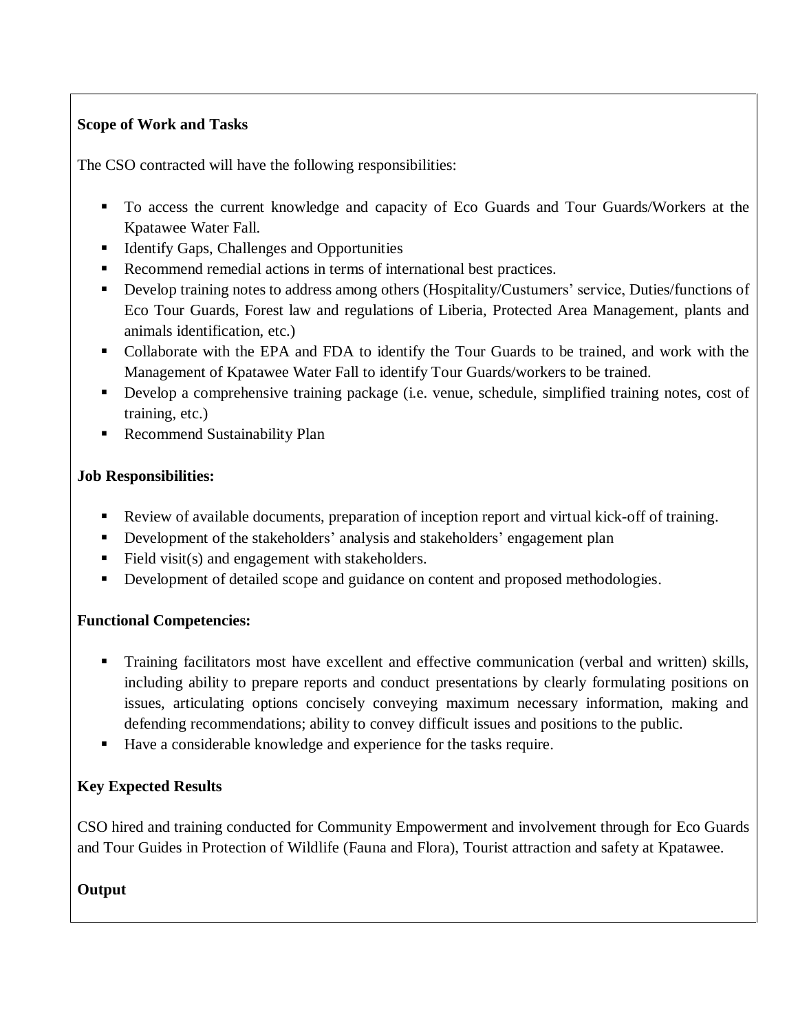**Scope of Work and Tasks**

The CSO contracted will have the following responsibilities:

- To access the current knowledge and capacity of Eco Guards and Tour Guards/Workers at the Kpatawee Water Fall.
- Identify Gaps, Challenges and Opportunities
- Recommend remedial actions in terms of international best practices.
- Develop training notes to address among others (Hospitality/Custumers' service, Duties/functions of Eco Tour Guards, Forest law and regulations of Liberia, Protected Area Management, plants and animals identification, etc.)
- Collaborate with the EPA and FDA to identify the Tour Guards to be trained, and work with the Management of Kpatawee Water Fall to identify Tour Guards/workers to be trained.
- Develop a comprehensive training package (i.e. venue, schedule, simplified training notes, cost of training, etc.)
- Recommend Sustainability Plan

**Job Responsibilities:**

- Review of available documents, preparation of inception report and virtual kick-off of training.
- Development of the stakeholders' analysis and stakeholders' engagement plan
- Field visit(s) and engagement with stakeholders.
- Development of detailed scope and guidance on content and proposed methodologies.

**Functional Competencies:**

- Training facilitators most have excellent and effective communication (verbal and written) skills, including ability to prepare reports and conduct presentations by clearly formulating positions on issues, articulating options concisely conveying maximum necessary information, making and defending recommendations; ability to convey difficult issues and positions to the public.
- Have a considerable knowledge and experience for the tasks require.

**Key Expected Results**

CSO hired and training conducted for Community Empowerment and involvement through for Eco Guards and Tour Guides in Protection of Wildlife (Fauna and Flora), Tourist attraction and safety at Kpatawee.

**Output**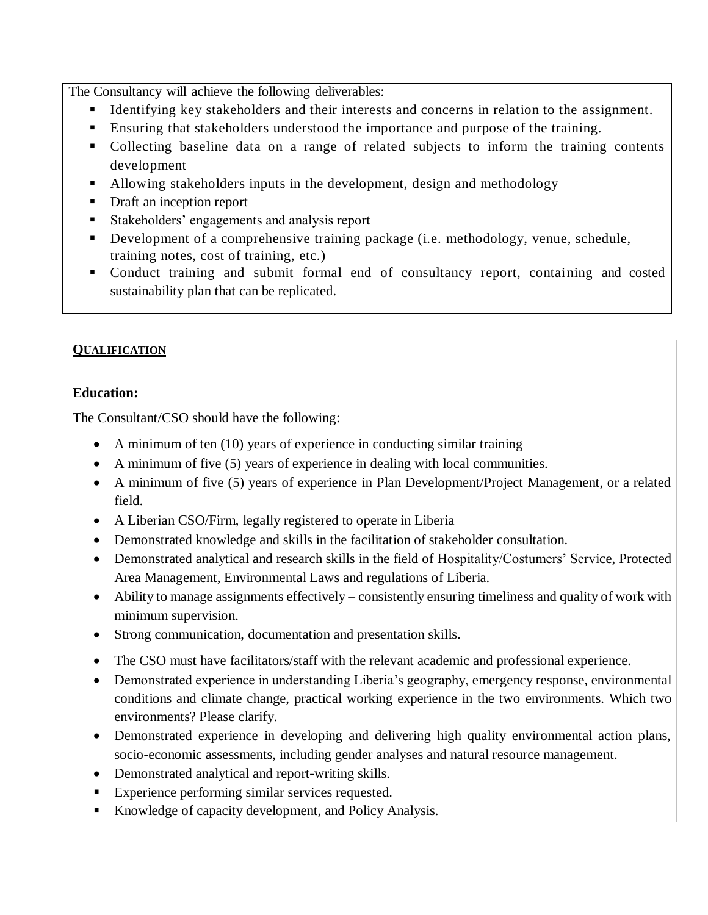The Consultancy will achieve the following deliverables:

- Identifying key stakeholders and their interests and concerns in relation to the assignment.
- Ensuring that stakeholders understood the importance and purpose of the training.
- Collecting baseline data on a range of related subjects to inform the training contents development
- Allowing stakeholders inputs in the development, design and methodology
- Draft an inception report
- Stakeholders' engagements and analysis report
- Development of a comprehensive training package (i.e. methodology, venue, schedule, training notes, cost of training, etc.)
- Conduct training and submit formal end of consultancy report, containing and costed sustainability plan that can be replicated.

**<u>QUALIFICATION</u>**

**Education:**

The Consultant/CSO should have the following:

- A minimum of ten (10) years of experience in conducting similar training
- A minimum of five (5) years of experience in dealing with local communities.
- A minimum of five (5) years of experience in Plan Development/Project Management, or a related field.
- A Liberian CSO/Firm, legally registered to operate in Liberia
- Demonstrated knowledge and skills in the facilitation of stakeholder consultation.
- Demonstrated analytical and research skills in the field of Hospitality/Costumers' Service, Protected Area Management, Environmental Laws and regulations of Liberia.
- Ability to manage assignments effectively – consistently ensuring timeliness and quality of work with minimum supervision.
- Strong communication, documentation and presentation skills.
- The CSO must have facilitators/staff with the relevant academic and professional experience.
- Demonstrated experience in understanding Liberia's geography, emergency response, environmental conditions and climate change, practical working experience in the two environments. Which two environments? Please clarify.
- Demonstrated experience in developing and delivering high quality environmental action plans, socio-economic assessments, including gender analyses and natural resource management.
- Demonstrated analytical and report-writing skills.
- Experience performing similar services requested.
- Knowledge of capacity development, and Policy Analysis.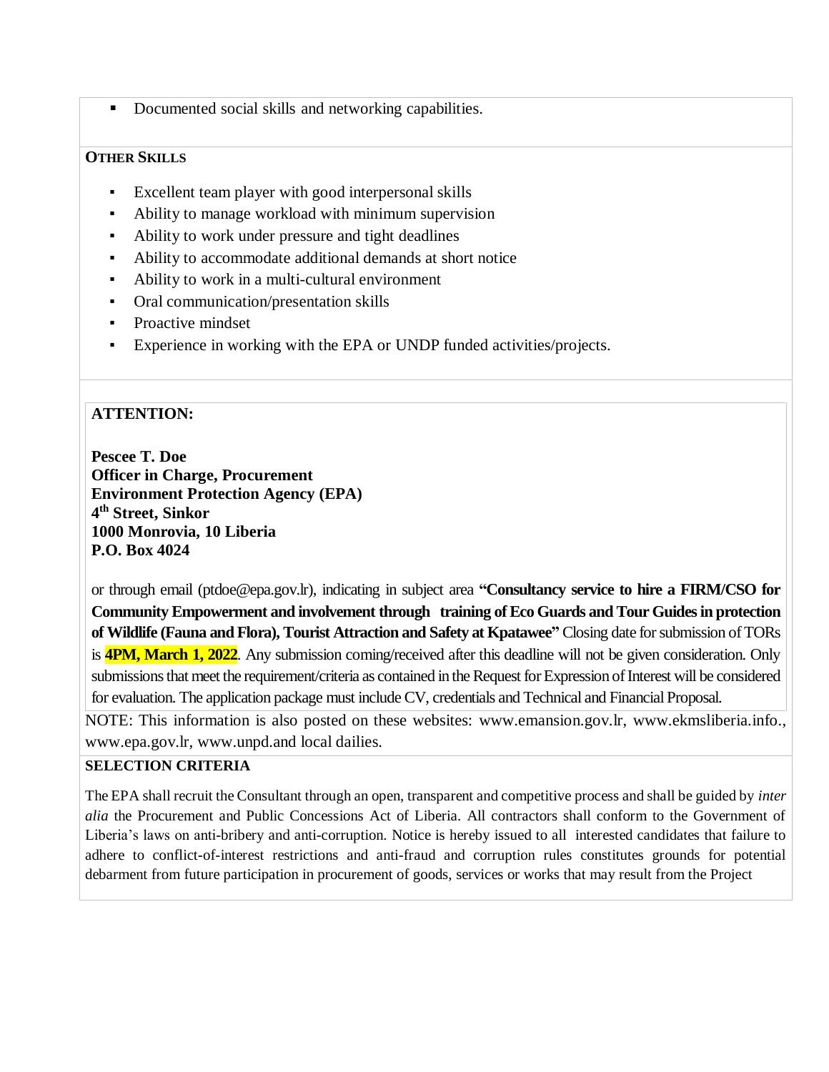- Documented social skills and networking capabilities.

**OTHER SKILLS**

- Excellent team player with good interpersonal skills
- Ability to manage workload with minimum supervision
- Ability to work under pressure and tight deadlines
- Ability to accommodate additional demands at short notice
- Ability to work in a multi-cultural environment
- Oral communication/presentation skills
- Proactive mindset
- Experience in working with the EPA or UNDP funded activities/projects.

**ATTENTION:**

**Pescee T. Doe**
**Officer in Charge, Procurement**
**Environment Protection Agency (EPA)**
**4th Street, Sinkor**
**1000 Monrovia, 10 Liberia**
**P.O. Box 4024**

or through email (ptdoe@epa.gov.lr), indicating in subject area **"Consultancy service to hire a FIRM/CSO for Community Empowerment and involvement through training of Eco Guards and Tour Guides in protection of Wildlife (Fauna and Flora), Tourist Attraction and Safety at Kpatawee"** Closing date for submission of TORs is **4PM, March 1, 2022**. Any submission coming/received after this deadline will not be given consideration. Only submissions that meet the requirement/criteria as contained in the Request for Expression of Interest will be considered for evaluation. The application package must include CV, credentials and Technical and Financial Proposal.

NOTE: This information is also posted on these websites: www.emansion.gov.lr, www.ekmsliberia.info., www.epa.gov.lr, www.unpd.and local dailies.

**SELECTION CRITERIA**

The EPA shall recruit the Consultant through an open, transparent and competitive process and shall be guided by *inter alia* the Procurement and Public Concessions Act of Liberia. All contractors shall conform to the Government of Liberia's laws on anti-bribery and anti-corruption. Notice is hereby issued to all interested candidates that failure to adhere to conflict-of-interest restrictions and anti-fraud and corruption rules constitutes grounds for potential debarment from future participation in procurement of goods, services or works that may result from the Project